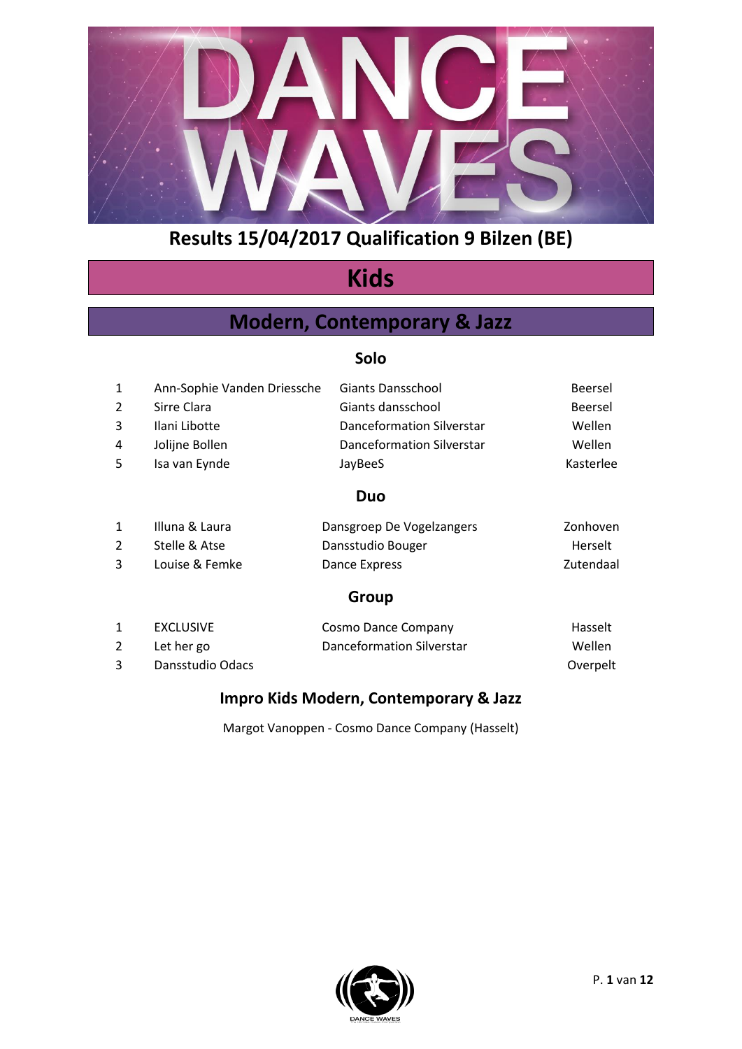# Results 15/04/2017 Qualification 9 Bilzen (BE)

## Kids

### Modern, Contemporary & Jazz

#### Solo

| | | | |
|---|---|---|---|
| 1 | Ann-Sophie Vanden Driessche | Giants Dansschool | Beersel |
| 2 | Sirre Clara | Giants dansschool | Beersel |
| 3 | Ilani Libotte | Danceformation Silverstar | Wellen |
| 4 | Jolijne Bollen | Danceformation Silverstar | Wellen |
| 5 | Isa van Eynde | JayBeeS | Kasterlee |

#### Duo

| | | | |
|---|---|---|---|
| 1 | Illuna & Laura | Dansgroep De Vogelzangers | Zonhoven |
| 2 | Stelle & Atse | Dansstudio Bouger | Herselt |
| 3 | Louise & Femke | Dance Express | Zutendaal |

#### Group

| | | | |
|---|---|---|---|
| 1 | EXCLUSIVE | Cosmo Dance Company | Hasselt |
| 2 | Let her go | Danceformation Silverstar | Wellen |
| 3 | Dansstudio Odacs | | Overpelt |

#### Impro Kids Modern, Contemporary & Jazz

Margot Vanoppen - Cosmo Dance Company (Hasselt)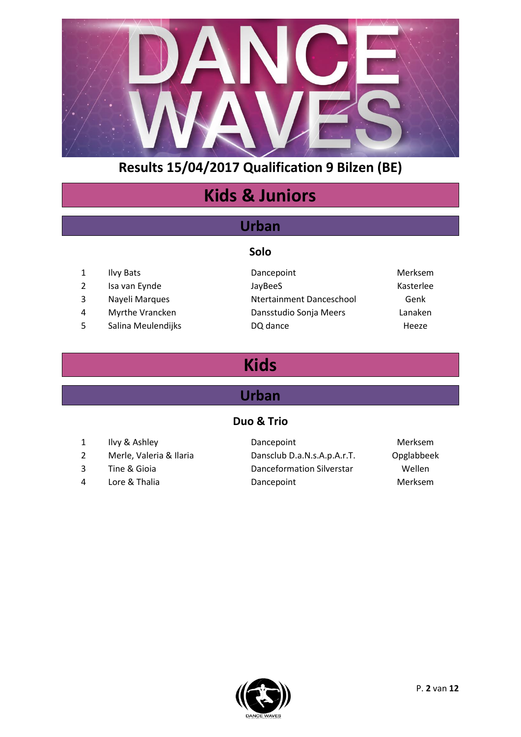# Results 15/04/2017 Qualification 9 Bilzen (BE)

## Kids & Juniors

### Urban

#### Solo

| | | | |
|---|---|---|---|
| 1 | Ilvy Bats | Dancepoint | Merksem |
| 2 | Isa van Eynde | JayBeeS | Kasterlee |
| 3 | Nayeli Marques | Ntertainment Danceschool | Genk |
| 4 | Myrthe Vrancken | Dansstudio Sonja Meers | Lanaken |
| 5 | Salina Meulendijks | DQ dance | Heeze |

## Kids

### Urban

#### Duo & Trio

| | | | |
|---|---|---|---|
| 1 | Ilvy & Ashley | Dancepoint | Merksem |
| 2 | Merle, Valeria & Ilaria | Dansclub D.a.N.s.A.p.A.r.T. | Opglabbeek |
| 3 | Tine & Gioia | Danceformation Silverstar | Wellen |
| 4 | Lore & Thalia | Dancepoint | Merksem |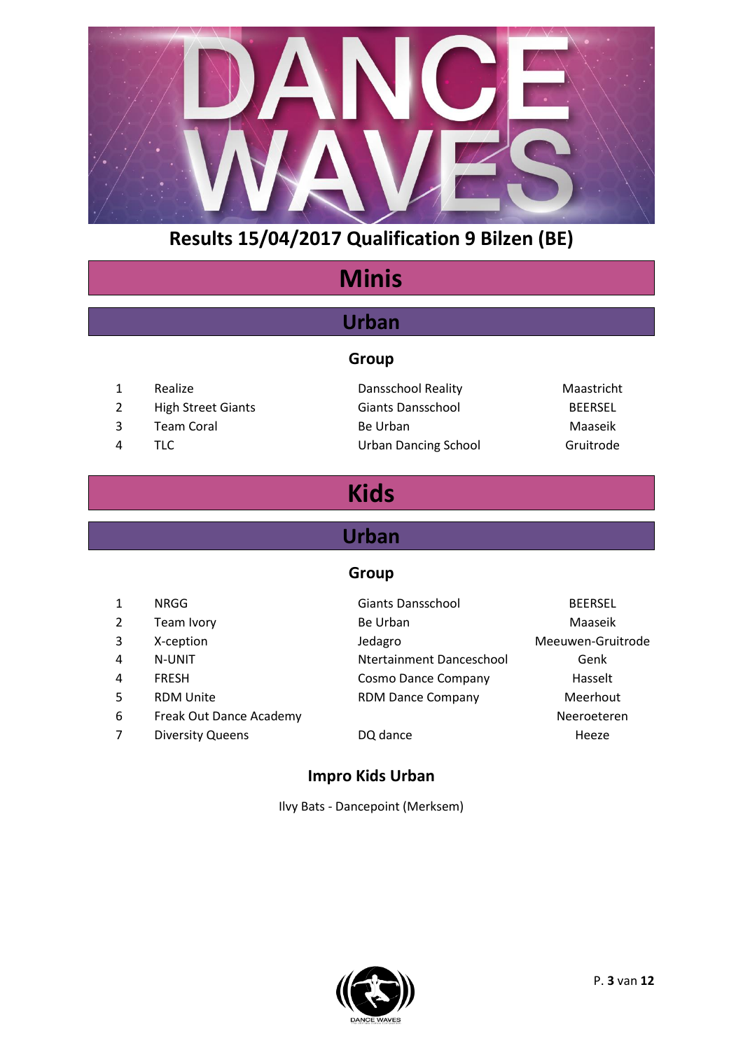# Results 15/04/2017 Qualification 9 Bilzen (BE)

## Minis

### Urban

#### Group

| | | | |
|---|---|---|---|
| 1 | Realize | Dansschool Reality | Maastricht |
| 2 | High Street Giants | Giants Dansschool | BEERSEL |
| 3 | Team Coral | Be Urban | Maaseik |
| 4 | TLC | Urban Dancing School | Gruitrode |

## Kids

### Urban

#### Group

| | | | |
|---|---|---|---|
| 1 | NRGG | Giants Dansschool | BEERSEL |
| 2 | Team Ivory | Be Urban | Maaseik |
| 3 | X-ception | Jedagro | Meeuwen-Gruitrode |
| 4 | N-UNIT | Ntertainment Danceschool | Genk |
| 4 | FRESH | Cosmo Dance Company | Hasselt |
| 5 | RDM Unite | RDM Dance Company | Meerhout |
| 6 | Freak Out Dance Academy | | Neeroeteren |
| 7 | Diversity Queens | DQ dance | Heeze |

#### Impro Kids Urban

Ilvy Bats - Dancepoint (Merksem)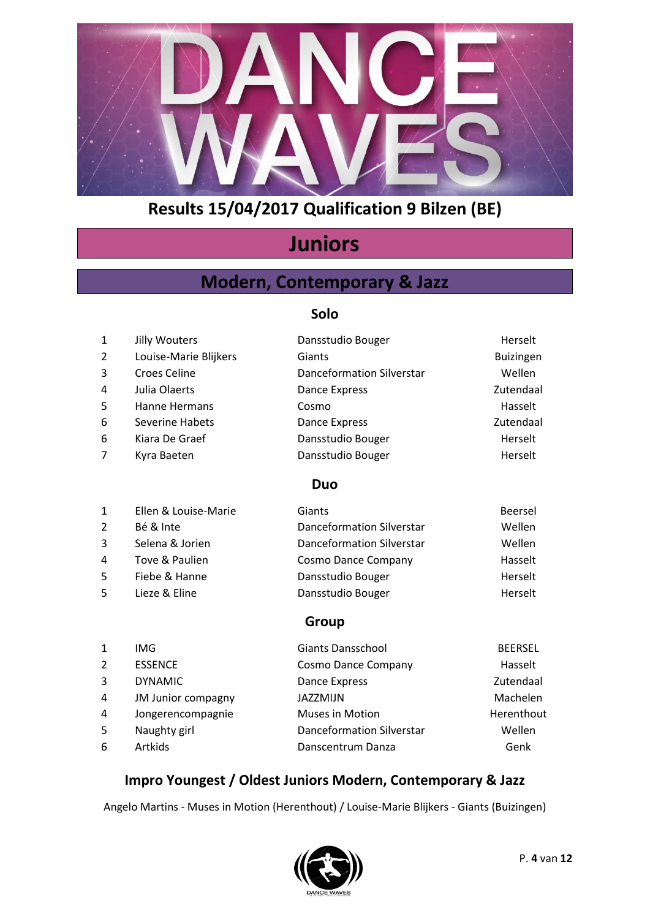# Results 15/04/2017 Qualification 9 Bilzen (BE)

## Juniors

## Modern, Contemporary & Jazz

### Solo

| | | | |
|---|---|---|---|
| 1 | Jilly Wouters | Dansstudio Bouger | Herselt |
| 2 | Louise-Marie Blijkers | Giants | Buizingen |
| 3 | Croes Celine | Danceformation Silverstar | Wellen |
| 4 | Julia Olaerts | Dance Express | Zutendaal |
| 5 | Hanne Hermans | Cosmo | Hasselt |
| 6 | Severine Habets | Dance Express | Zutendaal |
| 6 | Kiara De Graef | Dansstudio Bouger | Herselt |
| 7 | Kyra Baeten | Dansstudio Bouger | Herselt |

### Duo

| | | | |
|---|---|---|---|
| 1 | Ellen & Louise-Marie | Giants | Beersel |
| 2 | Bé & Inte | Danceformation Silverstar | Wellen |
| 3 | Selena & Jorien | Danceformation Silverstar | Wellen |
| 4 | Tove & Paulien | Cosmo Dance Company | Hasselt |
| 5 | Fiebe & Hanne | Dansstudio Bouger | Herselt |
| 5 | Lieze & Eline | Dansstudio Bouger | Herselt |

### Group

| | | | |
|---|---|---|---|
| 1 | IMG | Giants Dansschool | BEERSEL |
| 2 | ESSENCE | Cosmo Dance Company | Hasselt |
| 3 | DYNAMIC | Dance Express | Zutendaal |
| 4 | JM Junior compagny | JAZZMIJN | Machelen |
| 4 | Jongerencompagnie | Muses in Motion | Herenthout |
| 5 | Naughty girl | Danceformation Silverstar | Wellen |
| 6 | Artkids | Danscentrum Danza | Genk |

### Impro Youngest / Oldest Juniors Modern, Contemporary & Jazz

Angelo Martins - Muses in Motion (Herenthout) / Louise-Marie Blijkers - Giants (Buizingen)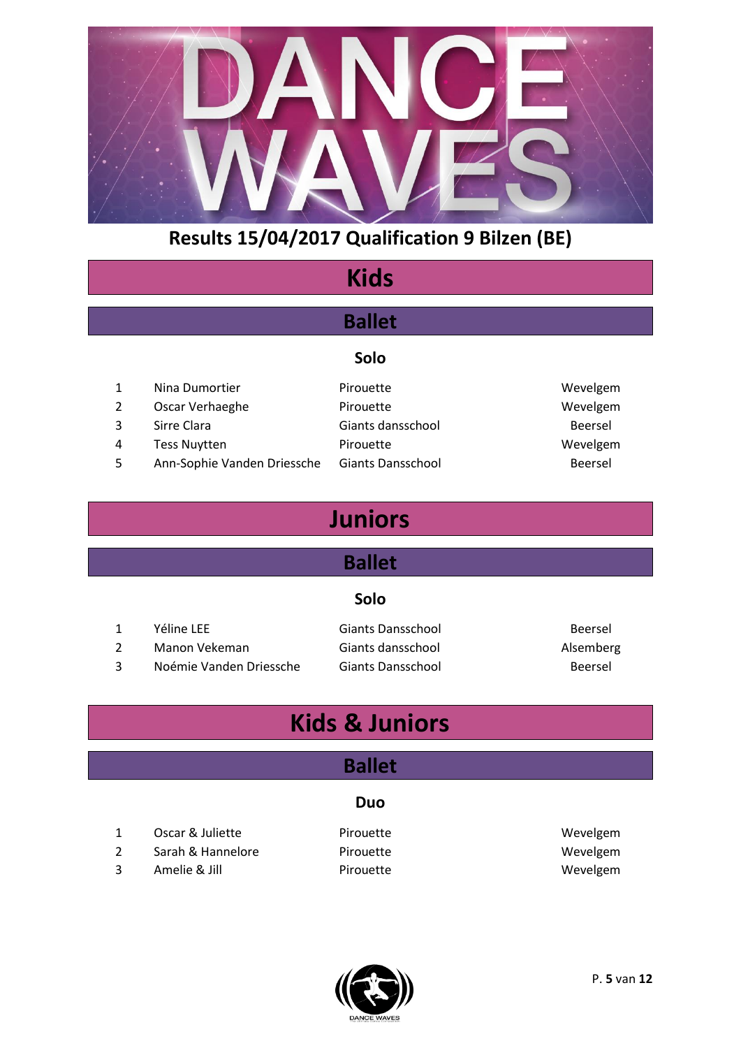## Results 15/04/2017 Qualification 9 Bilzen (BE)

# Kids

## Ballet

### Solo

| | | | |
|---|---|---|---|
| 1 | Nina Dumortier | Pirouette | Wevelgem |
| 2 | Oscar Verhaeghe | Pirouette | Wevelgem |
| 3 | Sirre Clara | Giants dansschool | Beersel |
| 4 | Tess Nuytten | Pirouette | Wevelgem |
| 5 | Ann-Sophie Vanden Driessche | Giants Dansschool | Beersel |

# Juniors

## Ballet

### Solo

| | | | |
|---|---|---|---|
| 1 | Yéline LEE | Giants Dansschool | Beersel |
| 2 | Manon Vekeman | Giants dansschool | Alsemberg |
| 3 | Noémie Vanden Driessche | Giants Dansschool | Beersel |

# Kids & Juniors

## Ballet

### Duo

| | | | |
|---|---|---|---|
| 1 | Oscar & Juliette | Pirouette | Wevelgem |
| 2 | Sarah & Hannelore | Pirouette | Wevelgem |
| 3 | Amelie & Jill | Pirouette | Wevelgem |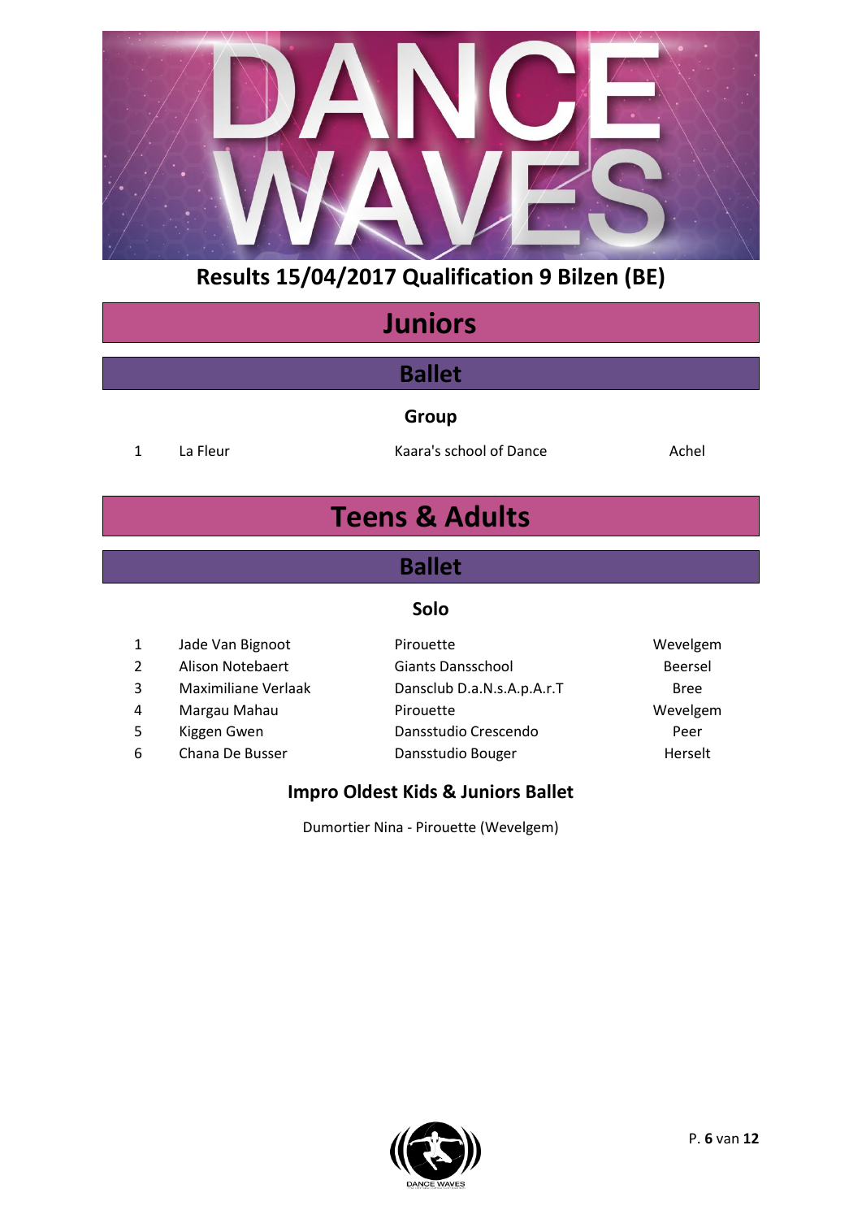# Results 15/04/2017 Qualification 9 Bilzen (BE)

## Juniors

### Ballet

#### Group

| | | | |
|---|---|---|---|
| 1 | La Fleur | Kaara's school of Dance | Achel |

## Teens & Adults

### Ballet

#### Solo

| | | | |
|---|---|---|---|
| 1 | Jade Van Bignoot | Pirouette | Wevelgem |
| 2 | Alison Notebaert | Giants Dansschool | Beersel |
| 3 | Maximiliane Verlaak | Dansclub D.a.N.s.A.p.A.r.T | Bree |
| 4 | Margau Mahau | Pirouette | Wevelgem |
| 5 | Kiggen Gwen | Dansstudio Crescendo | Peer |
| 6 | Chana De Busser | Dansstudio Bouger | Herselt |

#### Impro Oldest Kids & Juniors Ballet

Dumortier Nina - Pirouette (Wevelgem)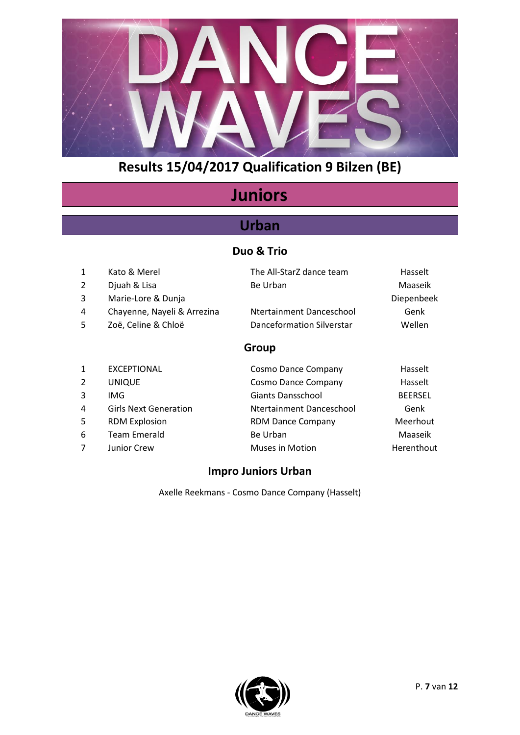# Results 15/04/2017 Qualification 9 Bilzen (BE)

## Juniors

## Urban

### Duo & Trio

| | | | |
|---|---|---|---|
| 1 | Kato & Merel | The All-StarZ dance team | Hasselt |
| 2 | Djuah & Lisa | Be Urban | Maaseik |
| 3 | Marie-Lore & Dunja | | Diepenbeek |
| 4 | Chayenne, Nayeli & Arrezina | Ntertainment Danceschool | Genk |
| 5 | Zoë, Celine & Chloë | Danceformation Silverstar | Wellen |

### Group

| | | | |
|---|---|---|---|
| 1 | EXCEPTIONAL | Cosmo Dance Company | Hasselt |
| 2 | UNIQUE | Cosmo Dance Company | Hasselt |
| 3 | IMG | Giants Dansschool | BEERSEL |
| 4 | Girls Next Generation | Ntertainment Danceschool | Genk |
| 5 | RDM Explosion | RDM Dance Company | Meerhout |
| 6 | Team Emerald | Be Urban | Maaseik |
| 7 | Junior Crew | Muses in Motion | Herenthout |

### Impro Juniors Urban

Axelle Reekmans - Cosmo Dance Company (Hasselt)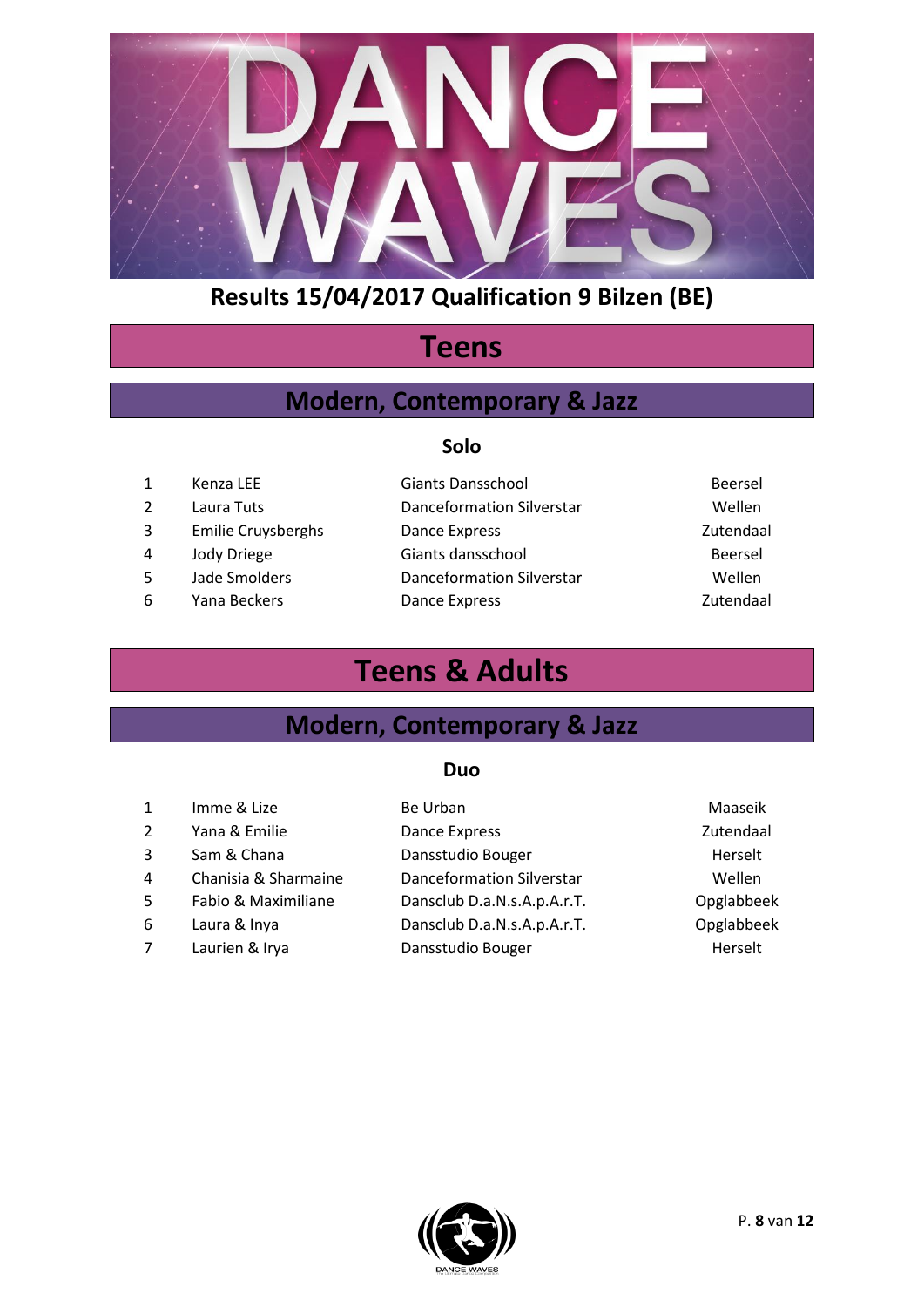# Results 15/04/2017 Qualification 9 Bilzen (BE)

## Teens

### Modern, Contemporary & Jazz

#### Solo

| | | | |
|---|---|---|---|
| 1 | Kenza LEE | Giants Dansschool | Beersel |
| 2 | Laura Tuts | Danceformation Silverstar | Wellen |
| 3 | Emilie Cruysberghs | Dance Express | Zutendaal |
| 4 | Jody Driege | Giants dansschool | Beersel |
| 5 | Jade Smolders | Danceformation Silverstar | Wellen |
| 6 | Yana Beckers | Dance Express | Zutendaal |

## Teens & Adults

### Modern, Contemporary & Jazz

#### Duo

| | | | |
|---|---|---|---|
| 1 | Imme & Lize | Be Urban | Maaseik |
| 2 | Yana & Emilie | Dance Express | Zutendaal |
| 3 | Sam & Chana | Dansstudio Bouger | Herselt |
| 4 | Chanisia & Sharmaine | Danceformation Silverstar | Wellen |
| 5 | Fabio & Maximiliane | Dansclub D.a.N.s.A.p.A.r.T. | Opglabbeek |
| 6 | Laura & Inya | Dansclub D.a.N.s.A.p.A.r.T. | Opglabbeek |
| 7 | Laurien & Irya | Dansstudio Bouger | Herselt |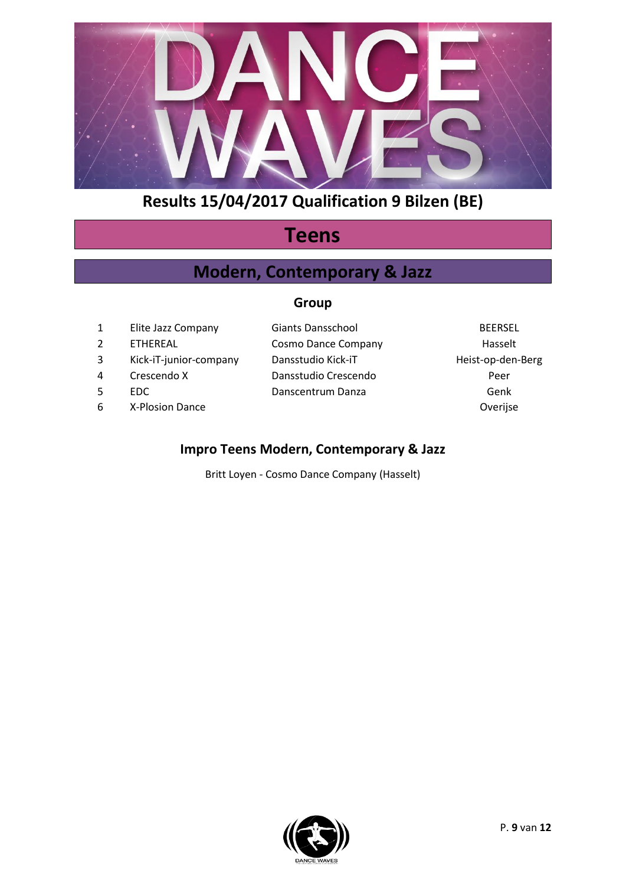# Results 15/04/2017 Qualification 9 Bilzen (BE)

## Teens

## Modern, Contemporary & Jazz

### Group

| | | | |
|---|---|---|---|
| 1 | Elite Jazz Company | Giants Dansschool | BEERSEL |
| 2 | ETHEREAL | Cosmo Dance Company | Hasselt |
| 3 | Kick-iT-junior-company | Dansstudio Kick-iT | Heist-op-den-Berg |
| 4 | Crescendo X | Dansstudio Crescendo | Peer |
| 5 | EDC | Danscentrum Danza | Genk |
| 6 | X-Plosion Dance | | Overijse |

### Impro Teens Modern, Contemporary & Jazz

Britt Loyen - Cosmo Dance Company (Hasselt)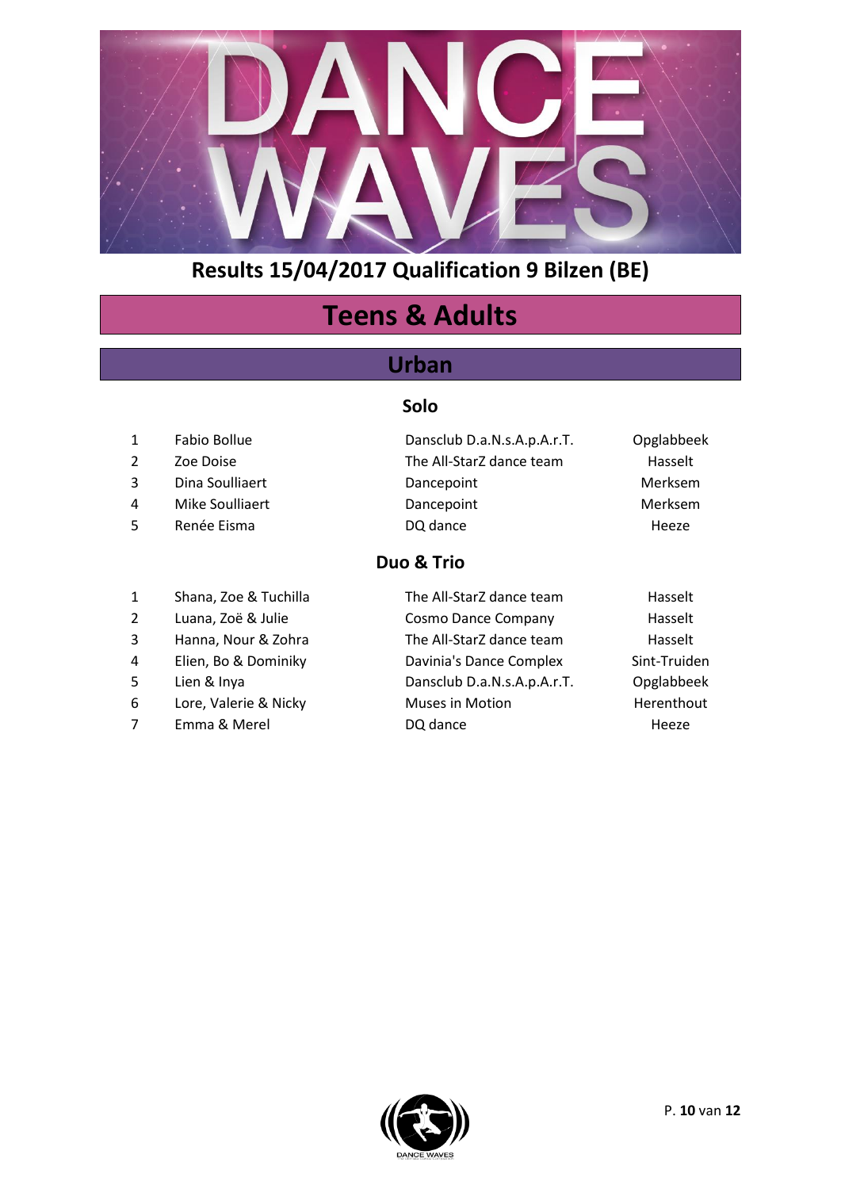# Results 15/04/2017 Qualification 9 Bilzen (BE)

## Teens & Adults

## Urban

### Solo

| | | | |
|---|---|---|---|
| 1 | Fabio Bollue | Dansclub D.a.N.s.A.p.A.r.T. | Opglabbeek |
| 2 | Zoe Doise | The All-StarZ dance team | Hasselt |
| 3 | Dina Soulliaert | Dancepoint | Merksem |
| 4 | Mike Soulliaert | Dancepoint | Merksem |
| 5 | Renée Eisma | DQ dance | Heeze |

### Duo & Trio

| | | | |
|---|---|---|---|
| 1 | Shana, Zoe & Tuchilla | The All-StarZ dance team | Hasselt |
| 2 | Luana, Zoë & Julie | Cosmo Dance Company | Hasselt |
| 3 | Hanna, Nour & Zohra | The All-StarZ dance team | Hasselt |
| 4 | Elien, Bo & Dominiky | Davinia's Dance Complex | Sint-Truiden |
| 5 | Lien & Inya | Dansclub D.a.N.s.A.p.A.r.T. | Opglabbeek |
| 6 | Lore, Valerie & Nicky | Muses in Motion | Herenthout |
| 7 | Emma & Merel | DQ dance | Heeze |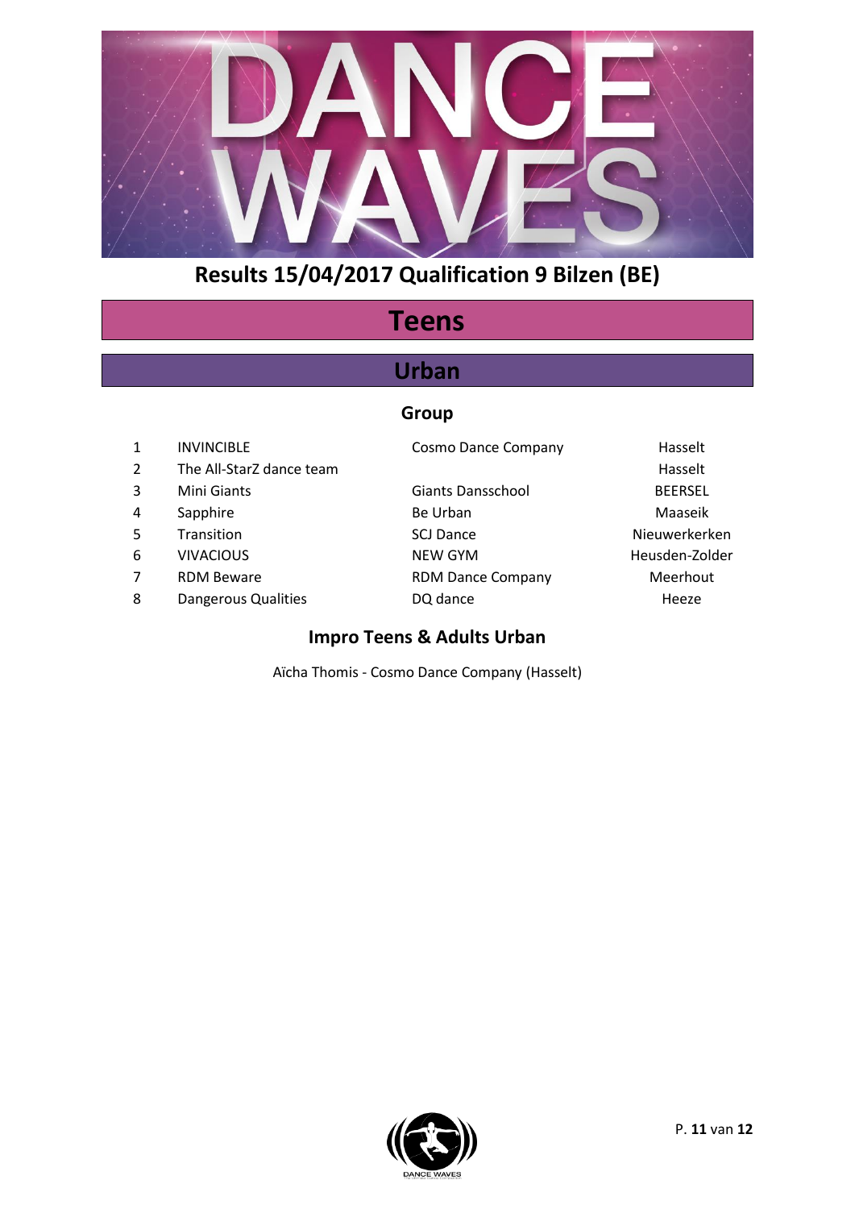# Results 15/04/2017 Qualification 9 Bilzen (BE)

## Teens

## Urban

### Group

| | | | |
|---|---|---|---|
| 1 | INVINCIBLE | Cosmo Dance Company | Hasselt |
| 2 | The All-StarZ dance team | | Hasselt |
| 3 | Mini Giants | Giants Dansschool | BEERSEL |
| 4 | Sapphire | Be Urban | Maaseik |
| 5 | Transition | SCJ Dance | Nieuwerkerken |
| 6 | VIVACIOUS | NEW GYM | Heusden-Zolder |
| 7 | RDM Beware | RDM Dance Company | Meerhout |
| 8 | Dangerous Qualities | DQ dance | Heeze |

### Impro Teens & Adults Urban

Aïcha Thomis - Cosmo Dance Company (Hasselt)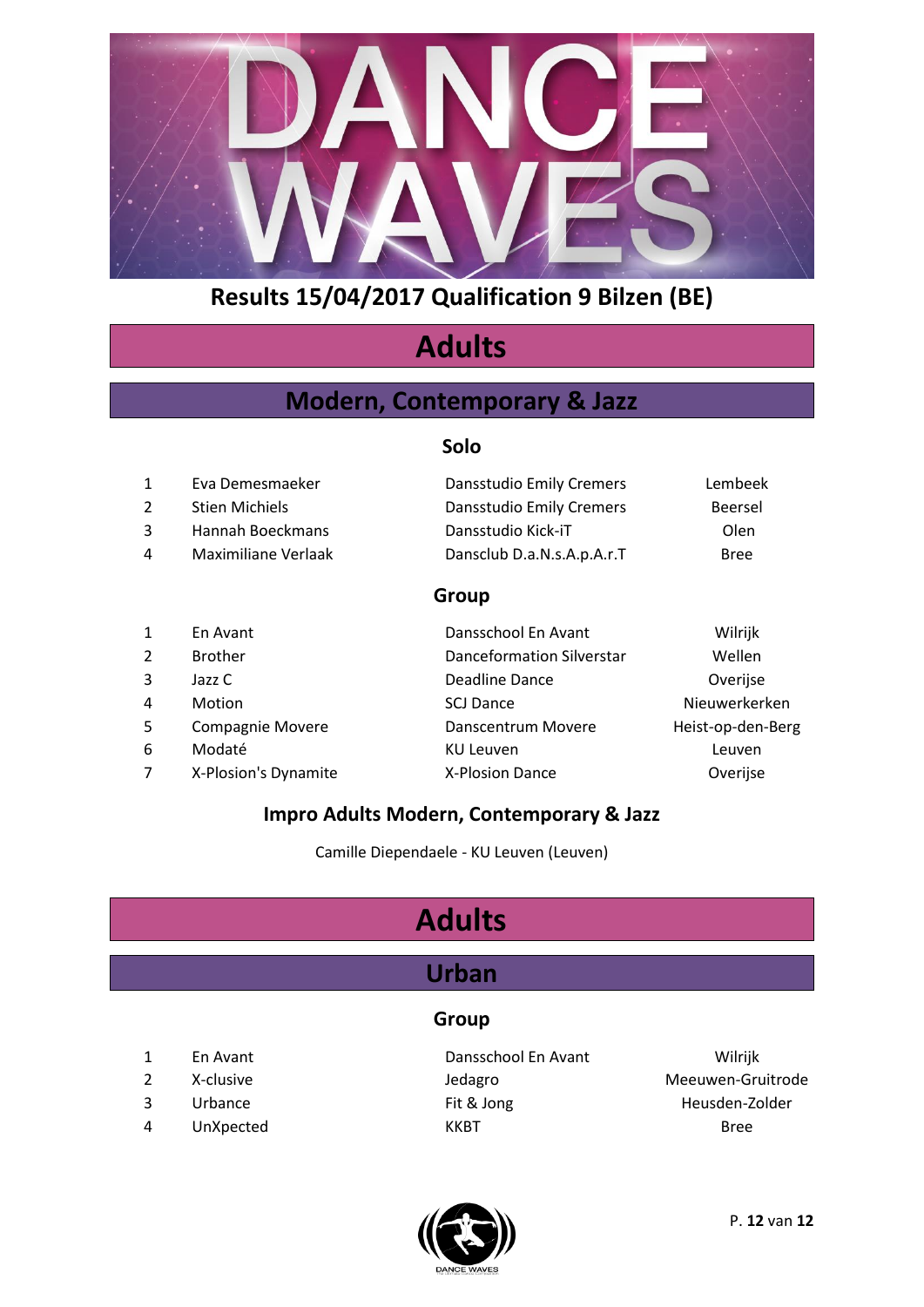# DANCE WAVES

## Results 15/04/2017 Qualification 9 Bilzen (BE)

## Adults

### Modern, Contemporary & Jazz

#### Solo

| | | | |
|---|---|---|---|
| 1 | Eva Demesmaeker | Dansstudio Emily Cremers | Lembeek |
| 2 | Stien Michiels | Dansstudio Emily Cremers | Beersel |
| 3 | Hannah Boeckmans | Dansstudio Kick-iT | Olen |
| 4 | Maximiliane Verlaak | Dansclub D.a.N.s.A.p.A.r.T | Bree |

#### Group

| | | | |
|---|---|---|---|
| 1 | En Avant | Dansschool En Avant | Wilrijk |
| 2 | Brother | Danceformation Silverstar | Wellen |
| 3 | Jazz C | Deadline Dance | Overijse |
| 4 | Motion | SCJ Dance | Nieuwerkerken |
| 5 | Compagnie Movere | Danscentrum Movere | Heist-op-den-Berg |
| 6 | Modaté | KU Leuven | Leuven |
| 7 | X-Plosion's Dynamite | X-Plosion Dance | Overijse |

#### Impro Adults Modern, Contemporary & Jazz

Camille Diependaele - KU Leuven (Leuven)

## Adults

### Urban

#### Group

| | | | |
|---|---|---|---|
| 1 | En Avant | Dansschool En Avant | Wilrijk |
| 2 | X-clusive | Jedagro | Meeuwen-Gruitrode |
| 3 | Urbance | Fit & Jong | Heusden-Zolder |
| 4 | UnXpected | KKBT | Bree |